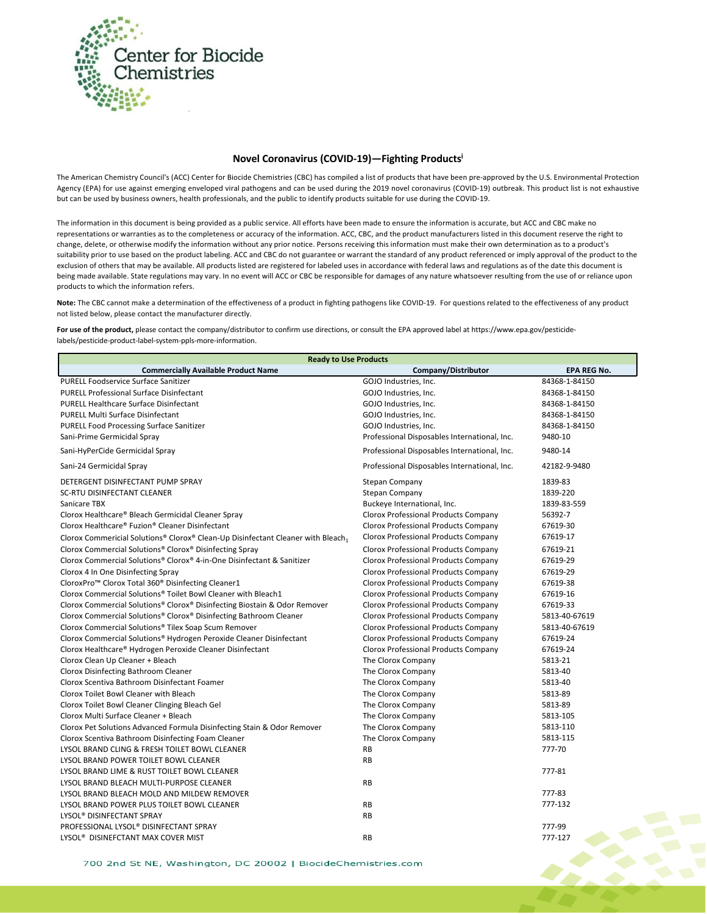Center for Biocide Chemistries

## Novel Coronavirus (COVID-19)—Fighting Products[i]

The American Chemistry Council's (ACC) Center for Biocide Chemistries (CBC) has compiled a list of products that have been pre-approved by the U.S. Environmental Protection Agency (EPA) for use against emerging enveloped viral pathogens and can be used during the 2019 novel coronavirus (COVID-19) outbreak. This product list is not exhaustive but can be used by business owners, health professionals, and the public to identify products suitable for use during the COVID-19.

The information in this document is being provided as a public service. All efforts have been made to ensure the information is accurate, but ACC and CBC make no representations or warranties as to the completeness or accuracy of the information. ACC, CBC, and the product manufacturers listed in this document reserve the right to change, delete, or otherwise modify the information without any prior notice. Persons receiving this information must make their own determination as to a product's suitability prior to use based on the product labeling. ACC and CBC do not guarantee or warrant the standard of any product referenced or imply approval of the product to the exclusion of others that may be available. All products listed are registered for labeled uses in accordance with federal laws and regulations as of the date this document is being made available. State regulations may vary. In no event will ACC or CBC be responsible for damages of any nature whatsoever resulting from the use of or reliance upon products to which the information refers.

**Note:** The CBC cannot make a determination of the effectiveness of a product in fighting pathogens like COVID-19. For questions related to the effectiveness of any product not listed below, please contact the manufacturer directly.

**For use of the product,** please contact the company/distributor to confirm use directions, or consult the EPA approved label at https://www.epa.gov/pesticide-labels/pesticide-product-label-system-ppls-more-information.

| Ready to Use Products | | |
|---|---|---|
| **Commercially Available Product Name** | **Company/Distributor** | **EPA REG No.** |
| PURELL Foodservice Surface Sanitizer | GOJO Industries, Inc. | 84368-1-84150 |
| PURELL Professional Surface Disinfectant | GOJO Industries, Inc. | 84368-1-84150 |
| PURELL Healthcare Surface Disinfectant | GOJO Industries, Inc. | 84368-1-84150 |
| PURELL Multi Surface Disinfectant | GOJO Industries, Inc. | 84368-1-84150 |
| PURELL Food Processing Surface Sanitizer | GOJO Industries, Inc. | 84368-1-84150 |
| Sani-Prime Germicidal Spray | Professional Disposables International, Inc. | 9480-10 |
| Sani-HyPerCide Germicidal Spray | Professional Disposables International, Inc. | 9480-14 |
| Sani-24 Germicidal Spray | Professional Disposables International, Inc. | 42182-9-9480 |
| DETERGENT DISINFECTANT PUMP SPRAY | Stepan Company | 1839-83 |
| SC-RTU DISINFECTANT CLEANER | Stepan Company | 1839-220 |
| Sanicare TBX | Buckeye International, Inc. | 1839-83-559 |
| Clorox Healthcare® Bleach Germicidal Cleaner Spray | Clorox Professional Products Company | 56392-7 |
| Clorox Healthcare® Fuzion® Cleaner Disinfectant | Clorox Professional Products Company | 67619-30 |
| Clorox Commericial Solutions® Clorox® Clean-Up Disinfectant Cleaner with Bleach[1] | Clorox Professional Products Company | 67619-17 |
| Clorox Commercial Solutions® Clorox® Disinfecting Spray | Clorox Professional Products Company | 67619-21 |
| Clorox Commercial Solutions® Clorox® 4-in-One Disinfectant & Sanitizer | Clorox Professional Products Company | 67619-29 |
| Clorox 4 In One Disinfecting Spray | Clorox Professional Products Company | 67619-29 |
| CloroxPro™ Clorox Total 360® Disinfecting Cleaner1 | Clorox Professional Products Company | 67619-38 |
| Clorox Commercial Solutions® Toilet Bowl Cleaner with Bleach1 | Clorox Professional Products Company | 67619-16 |
| Clorox Commercial Solutions® Clorox® Disinfecting Biostain & Odor Remover | Clorox Professional Products Company | 67619-33 |
| Clorox Commercial Solutions® Clorox® Disinfecting Bathroom Cleaner | Clorox Professional Products Company | 5813-40-67619 |
| Clorox Commercial Solutions® Tilex Soap Scum Remover | Clorox Professional Products Company | 5813-40-67619 |
| Clorox Commercial Solutions® Hydrogen Peroxide Cleaner Disinfectant | Clorox Professional Products Company | 67619-24 |
| Clorox Healthcare® Hydrogen Peroxide Cleaner Disinfectant | Clorox Professional Products Company | 67619-24 |
| Clorox Clean Up Cleaner + Bleach | The Clorox Company | 5813-21 |
| Clorox Disinfecting Bathroom Cleaner | The Clorox Company | 5813-40 |
| Clorox Scentiva Bathroom Disinfectant Foamer | The Clorox Company | 5813-40 |
| Clorox Toilet Bowl Cleaner with Bleach | The Clorox Company | 5813-89 |
| Clorox Toilet Bowl Cleaner Clinging Bleach Gel | The Clorox Company | 5813-89 |
| Clorox Multi Surface Cleaner + Bleach | The Clorox Company | 5813-105 |
| Clorox Pet Solutions Advanced Formula Disinfecting Stain & Odor Remover | The Clorox Company | 5813-110 |
| Clorox Scentiva Bathroom Disinfecting Foam Cleaner | The Clorox Company | 5813-115 |
| LYSOL BRAND CLING & FRESH TOILET BOWL CLEANER | RB | 777-70 |
| LYSOL BRAND POWER TOILET BOWL CLEANER | RB | |
| LYSOL BRAND LIME & RUST TOILET BOWL CLEANER | | 777-81 |
| LYSOL BRAND BLEACH MULTI-PURPOSE CLEANER | RB | |
| LYSOL BRAND BLEACH MOLD AND MILDEW REMOVER | | 777-83 |
| LYSOL BRAND POWER PLUS TOILET BOWL CLEANER | RB | 777-132 |
| LYSOL® DISINFECTANT SPRAY | RB | |
| PROFESSIONAL LYSOL® DISINFECTANT SPRAY | | 777-99 |
| LYSOL® DISINEFCTANT MAX COVER MIST | RB | 777-127 |

700 2nd St NE, Washington, DC 20002 | BiocideChemistries.com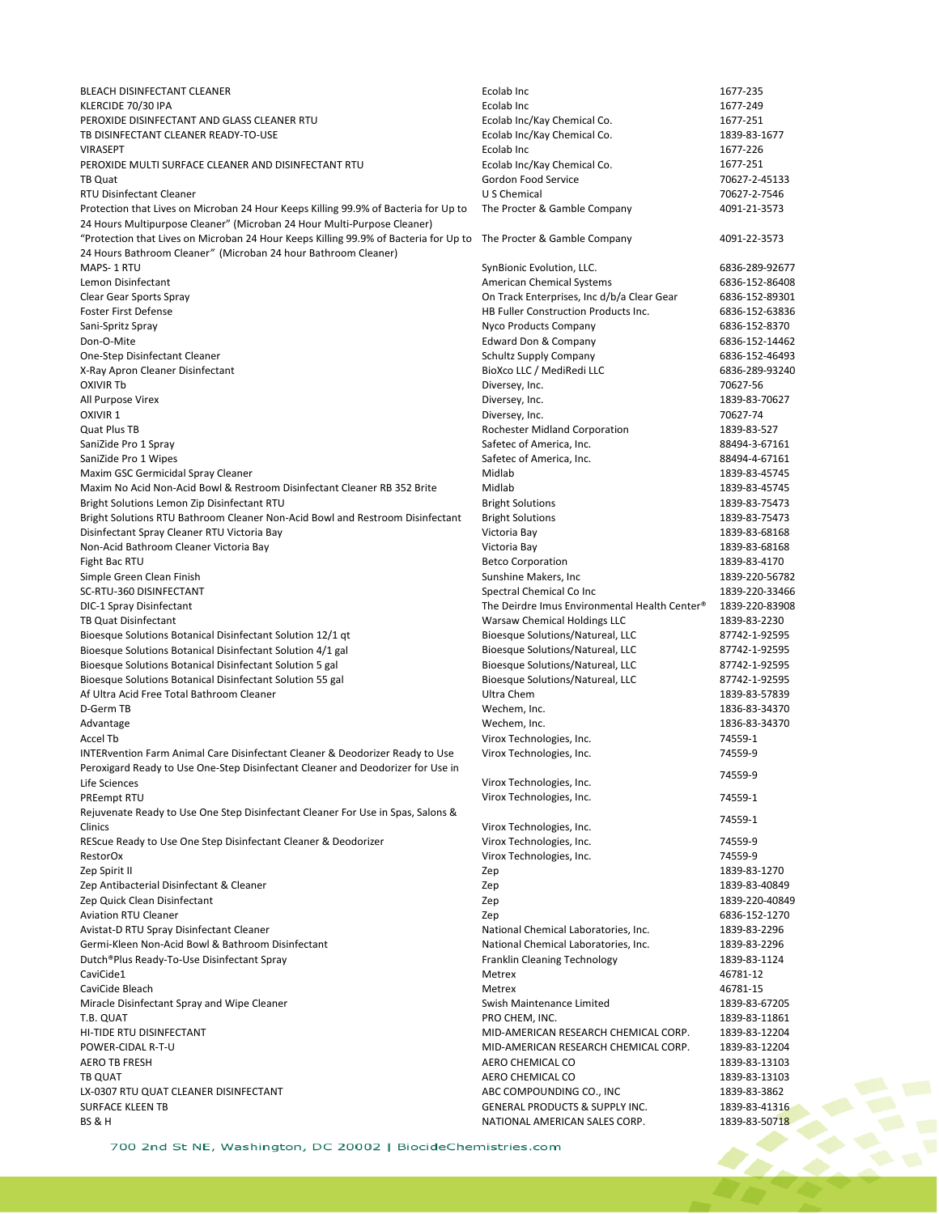| | | |
|---|---|---|
| BLEACH DISINFECTANT CLEANER | Ecolab Inc | 1677-235 |
| KLERCIDE 70/30 IPA | Ecolab Inc | 1677-249 |
| PEROXIDE DISINFECTANT AND GLASS CLEANER RTU | Ecolab Inc/Kay Chemical Co. | 1677-251 |
| TB DISINFECTANT CLEANER READY-TO-USE | Ecolab Inc/Kay Chemical Co. | 1839-83-1677 |
| VIRASEPT | Ecolab Inc | 1677-226 |
| PEROXIDE MULTI SURFACE CLEANER AND DISINFECTANT RTU | Ecolab Inc/Kay Chemical Co. | 1677-251 |
| TB Quat | Gordon Food Service | 70627-2-45133 |
| RTU Disinfectant Cleaner | U S Chemical | 70627-2-7546 |
| Protection that Lives on Microban 24 Hour Keeps Killing 99.9% of Bacteria for Up to 24 Hours Multipurpose Cleaner" (Microban 24 Hour Multi-Purpose Cleaner) | The Procter & Gamble Company | 4091-21-3573 |
| "Protection that Lives on Microban 24 Hour Keeps Killing 99.9% of Bacteria for Up to 24 Hours Bathroom Cleaner" (Microban 24 hour Bathroom Cleaner) | The Procter & Gamble Company | 4091-22-3573 |
| MAPS- 1 RTU | SynBionic Evolution, LLC. | 6836-289-92677 |
| Lemon Disinfectant | American Chemical Systems | 6836-152-86408 |
| Clear Gear Sports Spray | On Track Enterprises, Inc d/b/a Clear Gear | 6836-152-89301 |
| Foster First Defense | HB Fuller Construction Products Inc. | 6836-152-63836 |
| Sani-Spritz Spray | Nyco Products Company | 6836-152-8370 |
| Don-O-Mite | Edward Don & Company | 6836-152-14462 |
| One-Step Disinfectant Cleaner | Schultz Supply Company | 6836-152-46493 |
| X-Ray Apron Cleaner Disinfectant | BioXco LLC / MediRedi LLC | 6836-289-93240 |
| OXIVIR Tb | Diversey, Inc. | 70627-56 |
| All Purpose Virex | Diversey, Inc. | 1839-83-70627 |
| OXIVIR 1 | Diversey, Inc. | 70627-74 |
| Quat Plus TB | Rochester Midland Corporation | 1839-83-527 |
| SaniZide Pro 1 Spray | Safetec of America, Inc. | 88494-3-67161 |
| SaniZide Pro 1 Wipes | Safetec of America, Inc. | 88494-4-67161 |
| Maxim GSC Germicidal Spray Cleaner | Midlab | 1839-83-45745 |
| Maxim No Acid Non-Acid Bowl & Restroom Disinfectant Cleaner RB 352 Brite | Midlab | 1839-83-45745 |
| Bright Solutions Lemon Zip Disinfectant RTU | Bright Solutions | 1839-83-75473 |
| Bright Solutions RTU Bathroom Cleaner Non-Acid Bowl and Restroom Disinfectant | Bright Solutions | 1839-83-75473 |
| Disinfectant Spray Cleaner RTU Victoria Bay | Victoria Bay | 1839-83-68168 |
| Non-Acid Bathroom Cleaner Victoria Bay | Victoria Bay | 1839-83-68168 |
| Fight Bac RTU | Betco Corporation | 1839-83-4170 |
| Simple Green Clean Finish | Sunshine Makers, Inc | 1839-220-56782 |
| SC-RTU-360 DISINFECTANT | Spectral Chemical Co Inc | 1839-220-33466 |
| DIC-1 Spray Disinfectant | The Deirdre Imus Environmental Health Center® | 1839-220-83908 |
| TB Quat Disinfectant | Warsaw Chemical Holdings LLC | 1839-83-2230 |
| Bioesque Solutions Botanical Disinfectant Solution 12/1 qt | Bioesque Solutions/Natureal, LLC | 87742-1-92595 |
| Bioesque Solutions Botanical Disinfectant Solution 4/1 gal | Bioesque Solutions/Natureal, LLC | 87742-1-92595 |
| Bioesque Solutions Botanical Disinfectant Solution 5 gal | Bioesque Solutions/Natureal, LLC | 87742-1-92595 |
| Bioesque Solutions Botanical Disinfectant Solution 55 gal | Bioesque Solutions/Natureal, LLC | 87742-1-92595 |
| Af Ultra Acid Free Total Bathroom Cleaner | Ultra Chem | 1839-83-57839 |
| D-Germ TB | Wechem, Inc. | 1836-83-34370 |
| Advantage | Wechem, Inc. | 1836-83-34370 |
| Accel Tb | Virox Technologies, Inc. | 74559-1 |
| INTERvention Farm Animal Care Disinfectant Cleaner & Deodorizer Ready to Use | Virox Technologies, Inc. | 74559-9 |
| Peroxigard Ready to Use One-Step Disinfectant Cleaner and Deodorizer for Use in Life Sciences | Virox Technologies, Inc. | 74559-9 |
| PREempt RTU | Virox Technologies, Inc. | 74559-1 |
| Rejuvenate Ready to Use One Step Disinfectant Cleaner For Use in Spas, Salons & Clinics | Virox Technologies, Inc. | 74559-1 |
| REScue Ready to Use One Step Disinfectant Cleaner & Deodorizer | Virox Technologies, Inc. | 74559-9 |
| RestorOx | Virox Technologies, Inc. | 74559-9 |
| Zep Spirit II | Zep | 1839-83-1270 |
| Zep Antibacterial Disinfectant & Cleaner | Zep | 1839-83-40849 |
| Zep Quick Clean Disinfectant | Zep | 1839-220-40849 |
| Aviation RTU Cleaner | Zep | 6836-152-1270 |
| Avistat-D RTU Spray Disinfectant Cleaner | National Chemical Laboratories, Inc. | 1839-83-2296 |
| Germi-Kleen Non-Acid Bowl & Bathroom Disinfectant | National Chemical Laboratories, Inc. | 1839-83-2296 |
| Dutch®Plus Ready-To-Use Disinfectant Spray | Franklin Cleaning Technology | 1839-83-1124 |
| CaviCide1 | Metrex | 46781-12 |
| CaviCide Bleach | Metrex | 46781-15 |
| Miracle Disinfectant Spray and Wipe Cleaner | Swish Maintenance Limited | 1839-83-67205 |
| T.B. QUAT | PRO CHEM, INC. | 1839-83-11861 |
| HI-TIDE RTU DISINFECTANT | MID-AMERICAN RESEARCH CHEMICAL CORP. | 1839-83-12204 |
| POWER-CIDAL R-T-U | MID-AMERICAN RESEARCH CHEMICAL CORP. | 1839-83-12204 |
| AERO TB FRESH | AERO CHEMICAL CO | 1839-83-13103 |
| TB QUAT | AERO CHEMICAL CO | 1839-83-13103 |
| LX-0307 RTU QUAT CLEANER DISINFECTANT | ABC COMPOUNDING CO., INC | 1839-83-3862 |
| SURFACE KLEEN TB | GENERAL PRODUCTS & SUPPLY INC. | 1839-83-41316 |
| BS & H | NATIONAL AMERICAN SALES CORP. | 1839-83-50718 |

700 2nd St NE, Washington, DC 20002 | BiocideChemistries.com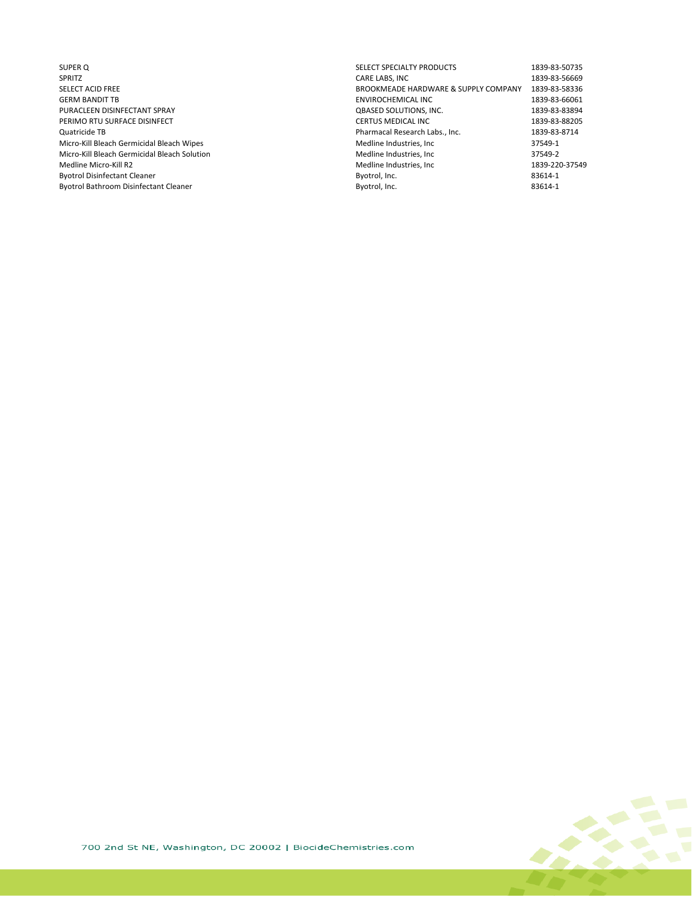| | | |
|---|---|---|
| SUPER Q | SELECT SPECIALTY PRODUCTS | 1839-83-50735 |
| SPRITZ | CARE LABS, INC | 1839-83-56669 |
| SELECT ACID FREE | BROOKMEADE HARDWARE & SUPPLY COMPANY | 1839-83-58336 |
| GERM BANDIT TB | ENVIROCHEMICAL INC | 1839-83-66061 |
| PURACLEEN DISINFECTANT SPRAY | QBASED SOLUTIONS, INC. | 1839-83-83894 |
| PERIMO RTU SURFACE DISINFECT | CERTUS MEDICAL INC | 1839-83-88205 |
| Quatricide TB | Pharmacal Research Labs., Inc. | 1839-83-8714 |
| Micro-Kill Bleach Germicidal Bleach Wipes | Medline Industries, Inc | 37549-1 |
| Micro-Kill Bleach Germicidal Bleach Solution | Medline Industries, Inc | 37549-2 |
| Medline Micro-Kill R2 | Medline Industries, Inc | 1839-220-37549 |
| Byotrol Disinfectant Cleaner | Byotrol, Inc. | 83614-1 |
| Byotrol Bathroom Disinfectant Cleaner | Byotrol, Inc. | 83614-1 |

700 2nd St NE, Washington, DC 20002 | BiocideChemistries.com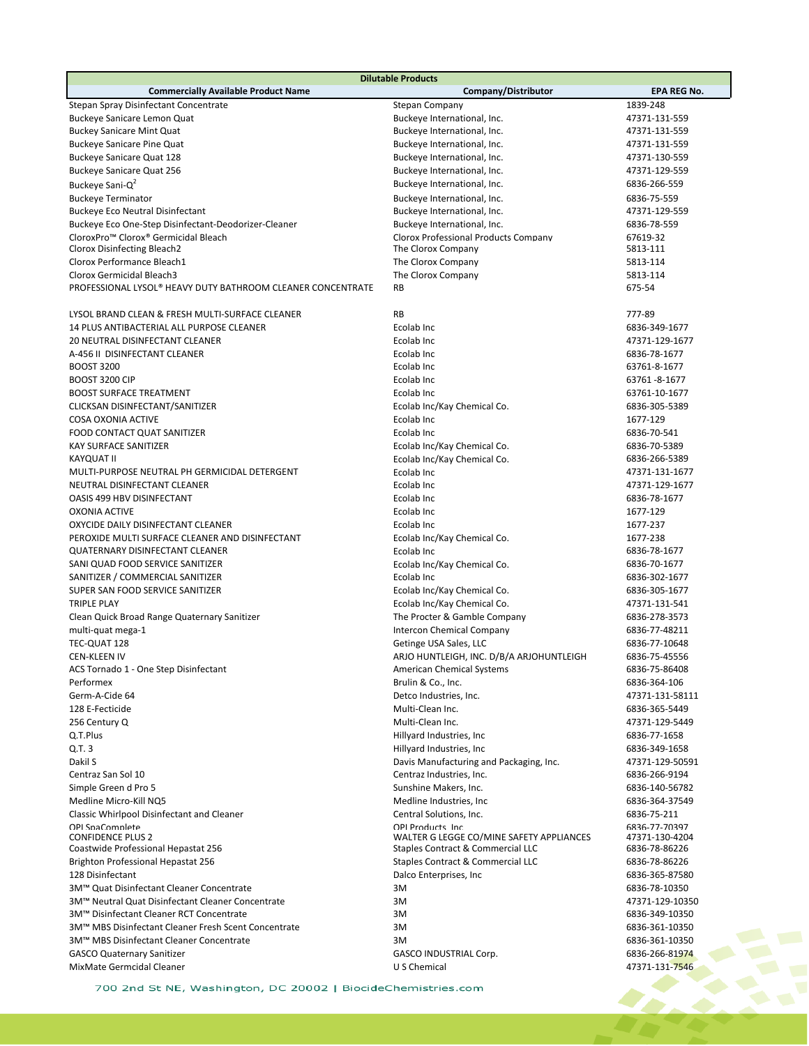| Dilutable Products | | |
|---|---|---|
| **Commercially Available Product Name** | **Company/Distributor** | **EPA REG No.** |
| Stepan Spray Disinfectant Concentrate | Stepan Company | 1839-248 |
| Buckeye Sanicare Lemon Quat | Buckeye International, Inc. | 47371-131-559 |
| Buckeye Sanicare Mint Quat | Buckeye International, Inc. | 47371-131-559 |
| Buckeye Sanicare Pine Quat | Buckeye International, Inc. | 47371-131-559 |
| Buckeye Sanicare Quat 128 | Buckeye International, Inc. | 47371-130-559 |
| Buckeye Sanicare Quat 256 | Buckeye International, Inc. | 47371-129-559 |
| Buckeye Sani-$Q^2$ | Buckeye International, Inc. | 6836-266-559 |
| Buckeye Terminator | Buckeye International, Inc. | 6836-75-559 |
| Buckeye Eco Neutral Disinfectant | Buckeye International, Inc. | 47371-129-559 |
| Buckeye Eco One-Step Disinfectant-Deodorizer-Cleaner | Buckeye International, Inc. | 6836-78-559 |
| CloroxPro™ Clorox® Germicidal Bleach | Clorox Professional Products Company | 67619-32 |
| Clorox Disinfecting Bleach2 | The Clorox Company | 5813-111 |
| Clorox Performance Bleach1 | The Clorox Company | 5813-114 |
| Clorox Germicidal Bleach3 | The Clorox Company | 5813-114 |
| PROFESSIONAL LYSOL® HEAVY DUTY BATHROOM CLEANER CONCENTRATE | RB | 675-54 |
| LYSOL BRAND CLEAN & FRESH MULTI-SURFACE CLEANER | RB | 777-89 |
| 14 PLUS ANTIBACTERIAL ALL PURPOSE CLEANER | Ecolab Inc | 6836-349-1677 |
| 20 NEUTRAL DISINFECTANT CLEANER | Ecolab Inc | 47371-129-1677 |
| A-456 II DISINFECTANT CLEANER | Ecolab Inc | 6836-78-1677 |
| BOOST 3200 | Ecolab Inc | 63761-8-1677 |
| BOOST 3200 CIP | Ecolab Inc | 63761 -8-1677 |
| BOOST SURFACE TREATMENT | Ecolab Inc | 63761-10-1677 |
| CLICKSAN DISINFECTANT/SANITIZER | Ecolab Inc/Kay Chemical Co. | 6836-305-5389 |
| COSA OXONIA ACTIVE | Ecolab Inc | 1677-129 |
| FOOD CONTACT QUAT SANITIZER | Ecolab Inc | 6836-70-541 |
| KAY SURFACE SANITIZER | Ecolab Inc/Kay Chemical Co. | 6836-70-5389 |
| KAYQUAT II | Ecolab Inc/Kay Chemical Co. | 6836-266-5389 |
| MULTI-PURPOSE NEUTRAL PH GERMICIDAL DETERGENT | Ecolab Inc | 47371-131-1677 |
| NEUTRAL DISINFECTANT CLEANER | Ecolab Inc | 47371-129-1677 |
| OASIS 499 HBV DISINFECTANT | Ecolab Inc | 6836-78-1677 |
| OXONIA ACTIVE | Ecolab Inc | 1677-129 |
| OXYCIDE DAILY DISINFECTANT CLEANER | Ecolab Inc | 1677-237 |
| PEROXIDE MULTI SURFACE CLEANER AND DISINFECTANT | Ecolab Inc/Kay Chemical Co. | 1677-238 |
| QUATERNARY DISINFECTANT CLEANER | Ecolab Inc | 6836-78-1677 |
| SANI QUAD FOOD SERVICE SANITIZER | Ecolab Inc/Kay Chemical Co. | 6836-70-1677 |
| SANITIZER / COMMERCIAL SANITIZER | Ecolab Inc | 6836-302-1677 |
| SUPER SAN FOOD SERVICE SANITIZER | Ecolab Inc/Kay Chemical Co. | 6836-305-1677 |
| TRIPLE PLAY | Ecolab Inc/Kay Chemical Co. | 47371-131-541 |
| Clean Quick Broad Range Quaternary Sanitizer | The Procter & Gamble Company | 6836-278-3573 |
| multi-quat mega-1 | Intercon Chemical Company | 6836-77-48211 |
| TEC-QUAT 128 | Getinge USA Sales, LLC | 6836-77-10648 |
| CEN-KLEEN IV | ARJO HUNTLEIGH, INC. D/B/A ARJOHUNTLEIGH | 6836-75-45556 |
| ACS Tornado 1 - One Step Disinfectant | American Chemical Systems | 6836-75-86408 |
| Performex | Brulin & Co., Inc. | 6836-364-106 |
| Germ-A-Cide 64 | Detco Industries, Inc. | 47371-131-58111 |
| 128 E-Fecticide | Multi-Clean Inc. | 6836-365-5449 |
| 256 Century Q | Multi-Clean Inc. | 47371-129-5449 |
| Q.T.Plus | Hillyard Industries, Inc | 6836-77-1658 |
| Q.T. 3 | Hillyard Industries, Inc | 6836-349-1658 |
| Dakil S | Davis Manufacturing and Packaging, Inc. | 47371-129-50591 |
| Centraz San Sol 10 | Centraz Industries, Inc. | 6836-266-9194 |
| Simple Green d Pro 5 | Sunshine Makers, Inc. | 6836-140-56782 |
| Medline Micro-Kill NQ5 | Medline Industries, Inc | 6836-364-37549 |
| Classic Whirlpool Disinfectant and Cleaner | Central Solutions, Inc. | 6836-75-211 |
| QPI SpaComplete | QPI Products, Inc | 6836-77-70397 |
| CONFIDENCE PLUS 2 | WALTER G LEGGE CO/MINE SAFETY APPLIANCES | 47371-130-4204 |
| Coastwide Professional Hepastat 256 | Staples Contract & Commercial LLC | 6836-78-86226 |
| Brighton Professional Hepastat 256 | Staples Contract & Commercial LLC | 6836-78-86226 |
| 128 Disinfectant | Dalco Enterprises, Inc | 6836-365-87580 |
| 3M™ Quat Disinfectant Cleaner Concentrate | 3M | 6836-78-10350 |
| 3M™ Neutral Quat Disinfectant Cleaner Concentrate | 3M | 47371-129-10350 |
| 3M™ Disinfectant Cleaner RCT Concentrate | 3M | 6836-349-10350 |
| 3M™ MBS Disinfectant Cleaner Fresh Scent Concentrate | 3M | 6836-361-10350 |
| 3M™ MBS Disinfectant Cleaner Concentrate | 3M | 6836-361-10350 |
| GASCO Quaternary Sanitizer | GASCO INDUSTRIAL Corp. | 6836-266-81974 |
| MixMate Germcidal Cleaner | U S Chemical | 47371-131-7546 |

700 2nd St NE, Washington, DC 20002 | BiocideChemistries.com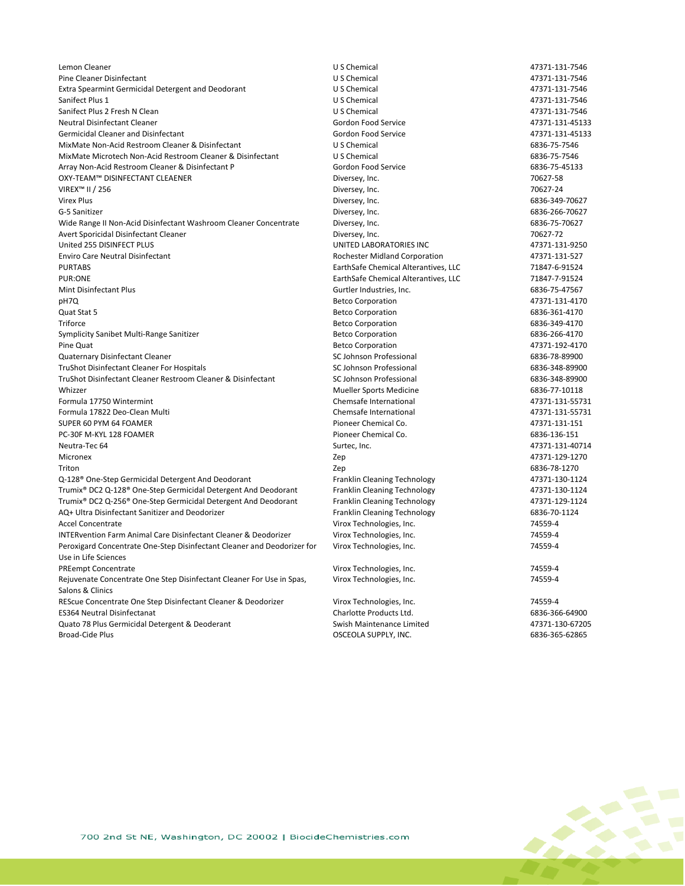| | | |
|---|---|---|
| Lemon Cleaner | U S Chemical | 47371-131-7546 |
| Pine Cleaner Disinfectant | U S Chemical | 47371-131-7546 |
| Extra Spearmint Germicidal Detergent and Deodorant | U S Chemical | 47371-131-7546 |
| Sanifect Plus 1 | U S Chemical | 47371-131-7546 |
| Sanifect Plus 2 Fresh N Clean | U S Chemical | 47371-131-7546 |
| Neutral Disinfectant Cleaner | Gordon Food Service | 47371-131-45133 |
| Germicidal Cleaner and Disinfectant | Gordon Food Service | 47371-131-45133 |
| MixMate Non-Acid Restroom Cleaner & Disinfectant | U S Chemical | 6836-75-7546 |
| MixMate Microtech Non-Acid Restroom Cleaner & Disinfectant | U S Chemical | 6836-75-7546 |
| Array Non-Acid Restroom Cleaner & Disinfectant P | Gordon Food Service | 6836-75-45133 |
| OXY-TEAM™ DISINFECTANT CLEAENER | Diversey, Inc. | 70627-58 |
| VIREX™ II / 256 | Diversey, Inc. | 70627-24 |
| Virex Plus | Diversey, Inc. | 6836-349-70627 |
| G-5 Sanitizer | Diversey, Inc. | 6836-266-70627 |
| Wide Range II Non-Acid Disinfectant Washroom Cleaner Concentrate | Diversey, Inc. | 6836-75-70627 |
| Avert Sporicidal Disinfectant Cleaner | Diversey, Inc. | 70627-72 |
| United 255 DISINFECT PLUS | UNITED LABORATORIES INC | 47371-131-9250 |
| Enviro Care Neutral Disinfectant | Rochester Midland Corporation | 47371-131-527 |
| PURTABS | EarthSafe Chemical Alterantives, LLC | 71847-6-91524 |
| PUR:ONE | EarthSafe Chemical Alterantives, LLC | 71847-7-91524 |
| Mint Disinfectant Plus | Gurtler Industries, Inc. | 6836-75-47567 |
| pH7Q | Betco Corporation | 47371-131-4170 |
| Quat Stat 5 | Betco Corporation | 6836-361-4170 |
| Triforce | Betco Corporation | 6836-349-4170 |
| Symplicity Sanibet Multi-Range Sanitizer | Betco Corporation | 6836-266-4170 |
| Pine Quat | Betco Corporation | 47371-192-4170 |
| Quaternary Disinfectant Cleaner | SC Johnson Professional | 6836-78-89900 |
| TruShot Disinfectant Cleaner For Hospitals | SC Johnson Professional | 6836-348-89900 |
| TruShot Disinfectant Cleaner Restroom Cleaner & Disinfectant | SC Johnson Professional | 6836-348-89900 |
| Whizzer | Mueller Sports Medicine | 6836-77-10118 |
| Formula 17750 Wintermint | Chemsafe International | 47371-131-55731 |
| Formula 17822 Deo-Clean Multi | Chemsafe International | 47371-131-55731 |
| SUPER 60 PYM 64 FOAMER | Pioneer Chemical Co. | 47371-131-151 |
| PC-30F M-KYL 128 FOAMER | Pioneer Chemical Co. | 6836-136-151 |
| Neutra-Tec 64 | Surtec, Inc. | 47371-131-40714 |
| Micronex | Zep | 47371-129-1270 |
| Triton | Zep | 6836-78-1270 |
| Q-128® One-Step Germicidal Detergent And Deodorant | Franklin Cleaning Technology | 47371-130-1124 |
| Trumix® DC2 Q-128® One-Step Germicidal Detergent And Deodorant | Franklin Cleaning Technology | 47371-130-1124 |
| Trumix® DC2 Q-256® One-Step Germicidal Detergent And Deodorant | Franklin Cleaning Technology | 47371-129-1124 |
| AQ+ Ultra Disinfectant Sanitizer and Deodorizer | Franklin Cleaning Technology | 6836-70-1124 |
| Accel Concentrate | Virox Technologies, Inc. | 74559-4 |
| INTERvention Farm Animal Care Disinfectant Cleaner & Deodorizer | Virox Technologies, Inc. | 74559-4 |
| Peroxigard Concentrate One-Step Disinfectant Cleaner and Deodorizer for Use in Life Sciences | Virox Technologies, Inc. | 74559-4 |
| PREempt Concentrate | Virox Technologies, Inc. | 74559-4 |
| Rejuvenate Concentrate One Step Disinfectant Cleaner For Use in Spas, Salons & Clinics | Virox Technologies, Inc. | 74559-4 |
| REScue Concentrate One Step Disinfectant Cleaner & Deodorizer | Virox Technologies, Inc. | 74559-4 |
| ES364 Neutral Disinfectanat | Charlotte Products Ltd. | 6836-366-64900 |
| Quato 78 Plus Germicidal Detergent & Deoderant | Swish Maintenance Limited | 47371-130-67205 |
| Broad-Cide Plus | OSCEOLA SUPPLY, INC. | 6836-365-62865 |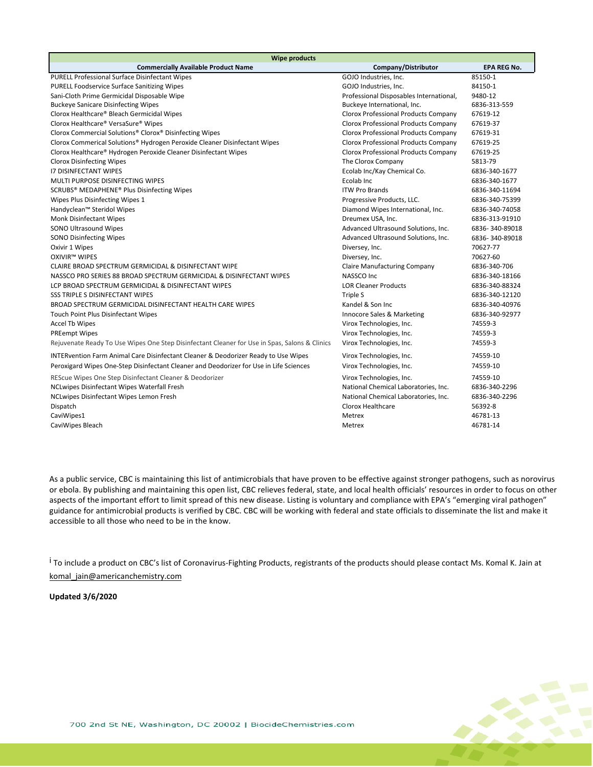| Wipe products | | |
|---|---|---|
| **Commercially Available Product Name** | **Company/Distributor** | **EPA REG No.** |
| PURELL Professional Surface Disinfectant Wipes | GOJO Industries, Inc. | 85150-1 |
| PURELL Foodservice Surface Sanitizing Wipes | GOJO Industries, Inc. | 84150-1 |
| Sani-Cloth Prime Germicidal Disposable Wipe | Professional Disposables International, | 9480-12 |
| Buckeye Sanicare Disinfecting Wipes | Buckeye International, Inc. | 6836-313-559 |
| Clorox Healthcare® Bleach Germicidal Wipes | Clorox Professional Products Company | 67619-12 |
| Clorox Healthcare® VersaSure® Wipes | Clorox Professional Products Company | 67619-37 |
| Clorox Commercial Solutions® Clorox® Disinfecting Wipes | Clorox Professional Products Company | 67619-31 |
| Clorox Commerical Solutions® Hydrogen Peroxide Cleaner Disinfectant Wipes | Clorox Professional Products Company | 67619-25 |
| Clorox Healthcare® Hydrogen Peroxide Cleaner Disinfectant Wipes | Clorox Professional Products Company | 67619-25 |
| Clorox Disinfecting Wipes | The Clorox Company | 5813-79 |
| I7 DISINFECTANT WIPES | Ecolab Inc/Kay Chemical Co. | 6836-340-1677 |
| MULTI PURPOSE DISINFECTING WIPES | Ecolab Inc | 6836-340-1677 |
| SCRUBS® MEDAPHENE® Plus Disinfecting Wipes | ITW Pro Brands | 6836-340-11694 |
| Wipes Plus Disinfecting Wipes 1 | Progressive Products, LLC. | 6836-340-75399 |
| Handyclean™ Steridol Wipes | Diamond Wipes International, Inc. | 6836-340-74058 |
| Monk Disinfectant Wipes | Dreumex USA, Inc. | 6836-313-91910 |
| SONO Ultrasound Wipes | Advanced Ultrasound Solutions, Inc. | 6836- 340-89018 |
| SONO Disinfecting Wipes | Advanced Ultrasound Solutions, Inc. | 6836- 340-89018 |
| Oxivir 1 Wipes | Diversey, Inc. | 70627-77 |
| OXIVIR™ WIPES | Diversey, Inc. | 70627-60 |
| CLAIRE BROAD SPECTRUM GERMICIDAL & DISINFECTANT WIPE | Claire Manufacturing Company | 6836-340-706 |
| NASSCO PRO SERIES 88 BROAD SPECTRUM GERMICIDAL & DISINFECTANT WIPES | NASSCO Inc | 6836-340-18166 |
| LCP BROAD SPECTRUM GERMICIDAL & DISINFECTANT WIPES | LOR Cleaner Products | 6836-340-88324 |
| SSS TRIPLE S DISINFECTANT WIPES | Triple S | 6836-340-12120 |
| BROAD SPECTRUM GERMICIDAL DISINFECTANT HEALTH CARE WIPES | Kandel & Son Inc | 6836-340-40976 |
| Touch Point Plus Disinfectant Wipes | Innocore Sales & Marketing | 6836-340-92977 |
| Accel Tb Wipes | Virox Technologies, Inc. | 74559-3 |
| PREempt Wipes | Virox Technologies, Inc. | 74559-3 |
| Rejuvenate Ready To Use Wipes One Step Disinfectant Cleaner for Use in Spas, Salons & Clinics | Virox Technologies, Inc. | 74559-3 |
| INTERvention Farm Animal Care Disinfectant Cleaner & Deodorizer Ready to Use Wipes | Virox Technologies, Inc. | 74559-10 |
| Peroxigard Wipes One-Step Disinfectant Cleaner and Deodorizer for Use in Life Sciences | Virox Technologies, Inc. | 74559-10 |
| REScue Wipes One Step Disinfectant Cleaner & Deodorizer | Virox Technologies, Inc. | 74559-10 |
| NCLwipes Disinfectant Wipes Waterfall Fresh | National Chemical Laboratories, Inc. | 6836-340-2296 |
| NCLwipes Disinfectant Wipes Lemon Fresh | National Chemical Laboratories, Inc. | 6836-340-2296 |
| Dispatch | Clorox Healthcare | 56392-8 |
| CaviWipes1 | Metrex | 46781-13 |
| CaviWipes Bleach | Metrex | 46781-14 |

As a public service, CBC is maintaining this list of antimicrobials that have proven to be effective against stronger pathogens, such as norovirus or ebola. By publishing and maintaining this open list, CBC relieves federal, state, and local health officials' resources in order to focus on other aspects of the important effort to limit spread of this new disease. Listing is voluntary and compliance with EPA's "emerging viral pathogen" guidance for antimicrobial products is verified by CBC. CBC will be working with federal and state officials to disseminate the list and make it accessible to all those who need to be in the know.

[i] To include a product on CBC's list of Coronavirus-Fighting Products, registrants of the products should please contact Ms. Komal K. Jain at komal_jain@americanchemistry.com

**Updated 3/6/2020**

700 2nd St NE, Washington, DC 20002 | BiocideChemistries.com